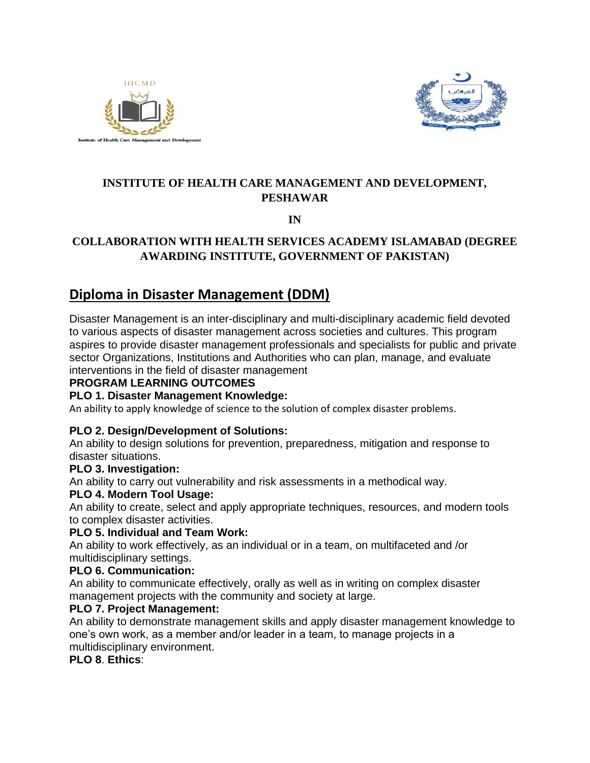## INSTITUTE OF HEALTH CARE MANAGEMENT AND DEVELOPMENT, PESHAWAR

**IN**

## COLLABORATION WITH HEALTH SERVICES ACADEMY ISLAMABAD (DEGREE AWARDING INSTITUTE, GOVERNMENT OF PAKISTAN)

# Diploma in Disaster Management (DDM)

Disaster Management is an inter-disciplinary and multi-disciplinary academic field devoted to various aspects of disaster management across societies and cultures. This program aspires to provide disaster management professionals and specialists for public and private sector Organizations, Institutions and Authorities who can plan, manage, and evaluate interventions in the field of disaster management

**PROGRAM LEARNING OUTCOMES**

**PLO 1. Disaster Management Knowledge:**

An ability to apply knowledge of science to the solution of complex disaster problems.

**PLO 2. Design/Development of Solutions:**

An ability to design solutions for prevention, preparedness, mitigation and response to disaster situations.

**PLO 3. Investigation:**

An ability to carry out vulnerability and risk assessments in a methodical way.

**PLO 4. Modern Tool Usage:**

An ability to create, select and apply appropriate techniques, resources, and modern tools to complex disaster activities.

**PLO 5. Individual and Team Work:**

An ability to work effectively, as an individual or in a team, on multifaceted and /or multidisciplinary settings.

**PLO 6. Communication:**

An ability to communicate effectively, orally as well as in writing on complex disaster management projects with the community and society at large.

**PLO 7. Project Management:**

An ability to demonstrate management skills and apply disaster management knowledge to one's own work, as a member and/or leader in a team, to manage projects in a multidisciplinary environment.

**PLO 8**. **Ethics**: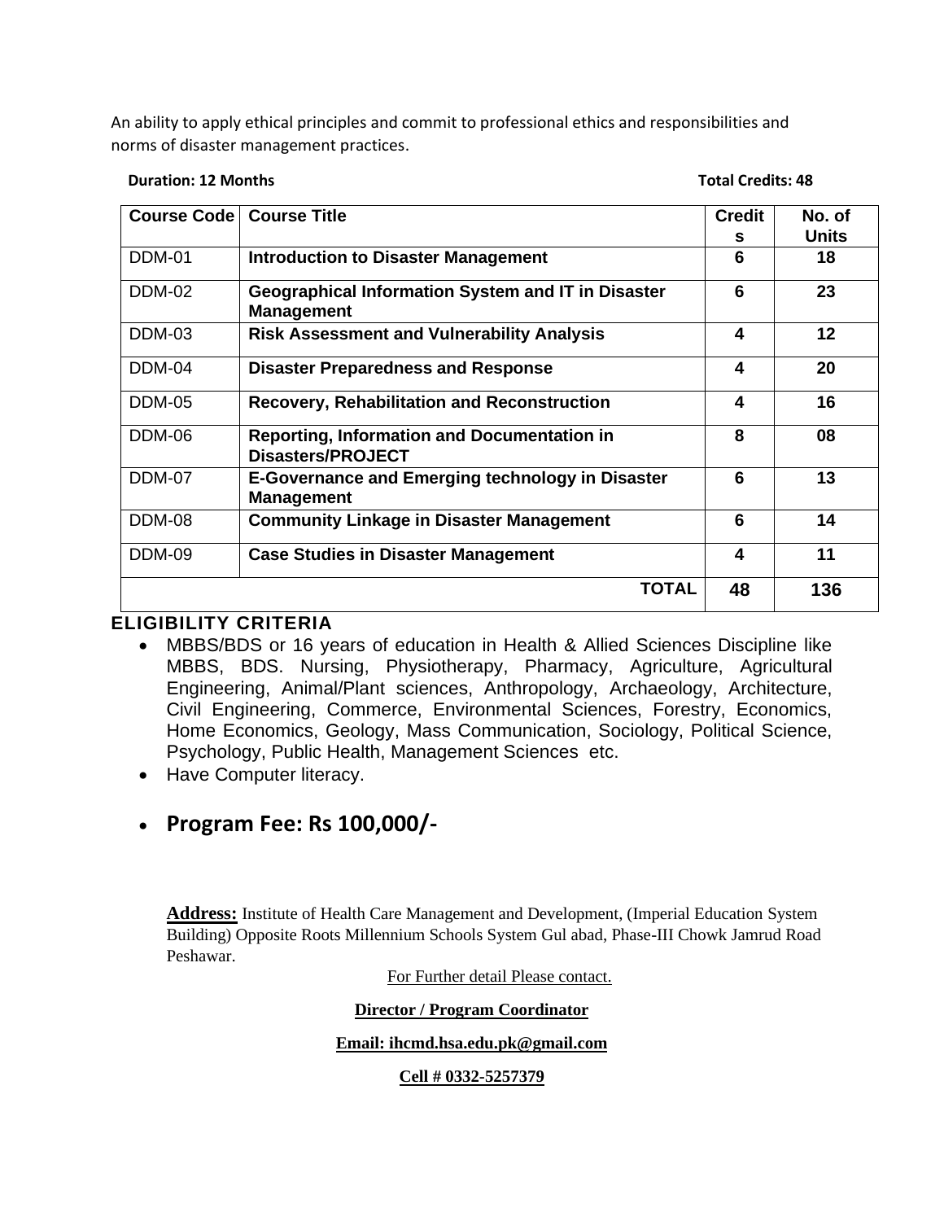An ability to apply ethical principles and commit to professional ethics and responsibilities and norms of disaster management practices.

**Duration: 12 Months** **Total Credits: 48**

| Course Code | Course Title | Credits | No. of Units |
|---|---|---|---|
| DDM-01 | **Introduction to Disaster Management** | **6** | **18** |
| DDM-02 | **Geographical Information System and IT in Disaster Management** | **6** | **23** |
| DDM-03 | **Risk Assessment and Vulnerability Analysis** | **4** | **12** |
| DDM-04 | **Disaster Preparedness and Response** | **4** | **20** |
| DDM-05 | **Recovery, Rehabilitation and Reconstruction** | **4** | **16** |
| DDM-06 | **Reporting, Information and Documentation in Disasters/PROJECT** | **8** | **08** |
| DDM-07 | **E-Governance and Emerging technology in Disaster Management** | **6** | **13** |
| DDM-08 | **Community Linkage in Disaster Management** | **6** | **14** |
| DDM-09 | **Case Studies in Disaster Management** | **4** | **11** |
| | **TOTAL** | **48** | **136** |

## ELIGIBILITY CRITERIA

- MBBS/BDS or 16 years of education in Health & Allied Sciences Discipline like MBBS, BDS. Nursing, Physiotherapy, Pharmacy, Agriculture, Agricultural Engineering, Animal/Plant sciences, Anthropology, Archaeology, Architecture, Civil Engineering, Commerce, Environmental Sciences, Forestry, Economics, Home Economics, Geology, Mass Communication, Sociology, Political Science, Psychology, Public Health, Management Sciences etc.
- Have Computer literacy.
- **Program Fee: Rs 100,000/-**

**Address:** Institute of Health Care Management and Development, (Imperial Education System Building) Opposite Roots Millennium Schools System Gul abad, Phase-III Chowk Jamrud Road Peshawar.

For Further detail Please contact.

**Director / Program Coordinator**

**Email: ihcmd.hsa.edu.pk@gmail.com**

**Cell # 0332-5257379**